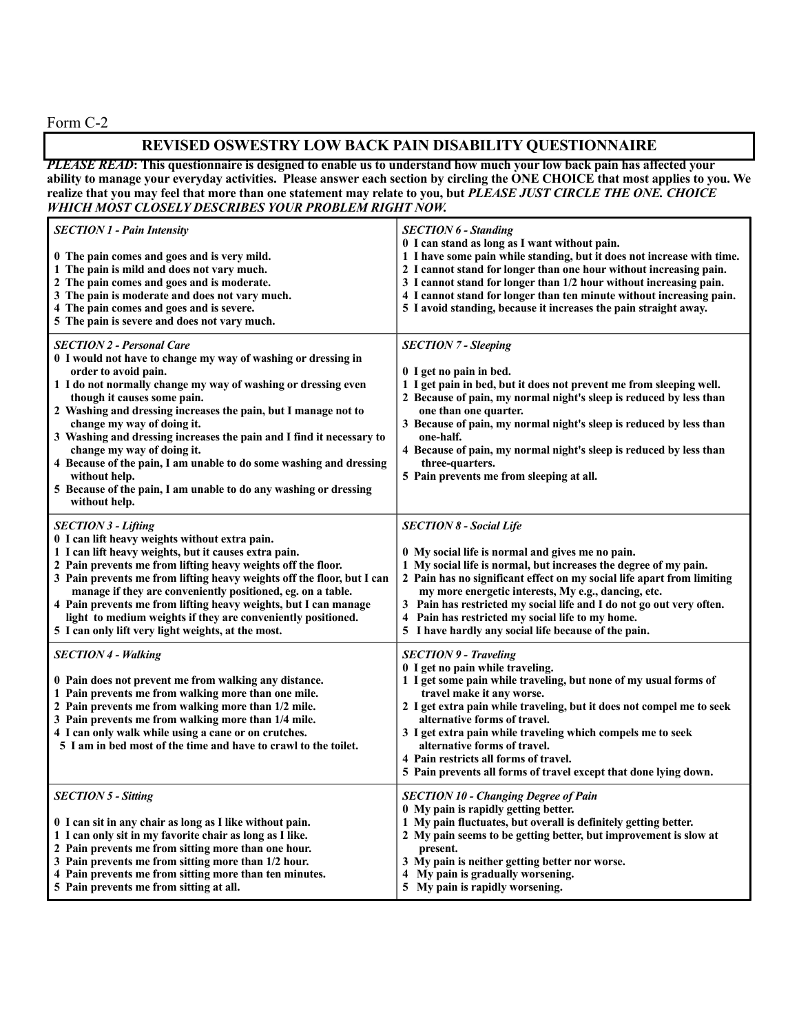Form C-2

# REVISED OSWESTRY LOW BACK PAIN DISABILITY QUESTIONNAIRE

***PLEASE READ*: This questionnaire is designed to enable us to understand how much your low back pain has affected your ability to manage your everyday activities. Please answer each section by circling the ONE CHOICE that most applies to you. We realize that you may feel that more than one statement may relate to you, but *PLEASE JUST CIRCLE THE ONE. CHOICE WHICH MOST CLOSELY DESCRIBES YOUR PROBLEM RIGHT NOW.***

***SECTION 1 - Pain Intensity***

**0 The pain comes and goes and is very mild.**
**1 The pain is mild and does not vary much.**
**2 The pain comes and goes and is moderate.**
**3 The pain is moderate and does not vary much.**
**4 The pain comes and goes and is severe.**
**5 The pain is severe and does not vary much.**

***SECTION 2 - Personal Care***

**0 I would not have to change my way of washing or dressing in order to avoid pain.**
**1 I do not normally change my way of washing or dressing even though it causes some pain.**
**2 Washing and dressing increases the pain, but I manage not to change my way of doing it.**
**3 Washing and dressing increases the pain and I find it necessary to change my way of doing it.**
**4 Because of the pain, I am unable to do some washing and dressing without help.**
**5 Because of the pain, I am unable to do any washing or dressing without help.**

***SECTION 3 - Lifting***

**0 I can lift heavy weights without extra pain.**
**1 I can lift heavy weights, but it causes extra pain.**
**2 Pain prevents me from lifting heavy weights off the floor.**
**3 Pain prevents me from lifting heavy weights off the floor, but I can manage if they are conveniently positioned, eg. on a table.**
**4 Pain prevents me from lifting heavy weights, but I can manage light to medium weights if they are conveniently positioned.**
**5 I can only lift very light weights, at the most.**

***SECTION 4 - Walking***

**0 Pain does not prevent me from walking any distance.**
**1 Pain prevents me from walking more than one mile.**
**2 Pain prevents me from walking more than 1/2 mile.**
**3 Pain prevents me from walking more than 1/4 mile.**
**4 I can only walk while using a cane or on crutches.**
**5 I am in bed most of the time and have to crawl to the toilet.**

***SECTION 5 - Sitting***

**0 I can sit in any chair as long as I like without pain.**
**1 I can only sit in my favorite chair as long as I like.**
**2 Pain prevents me from sitting more than one hour.**
**3 Pain prevents me from sitting more than 1/2 hour.**
**4 Pain prevents me from sitting more than ten minutes.**
**5 Pain prevents me from sitting at all.**

***SECTION 6 - Standing***

**0 I can stand as long as I want without pain.**
**1 I have some pain while standing, but it does not increase with time.**
**2 I cannot stand for longer than one hour without increasing pain.**
**3 I cannot stand for longer than 1/2 hour without increasing pain.**
**4 I cannot stand for longer than ten minute without increasing pain.**
**5 I avoid standing, because it increases the pain straight away.**

***SECTION 7 - Sleeping***

**0 I get no pain in bed.**
**1 I get pain in bed, but it does not prevent me from sleeping well.**
**2 Because of pain, my normal night's sleep is reduced by less than one than one quarter.**
**3 Because of pain, my normal night's sleep is reduced by less than one-half.**
**4 Because of pain, my normal night's sleep is reduced by less than three-quarters.**
**5 Pain prevents me from sleeping at all.**

***SECTION 8 - Social Life***

**0 My social life is normal and gives me no pain.**
**1 My social life is normal, but increases the degree of my pain.**
**2 Pain has no significant effect on my social life apart from limiting my more energetic interests, My e.g., dancing, etc.**
**3 Pain has restricted my social life and I do not go out very often.**
**4 Pain has restricted my social life to my home.**
**5 I have hardly any social life because of the pain.**

***SECTION 9 - Traveling***

**0 I get no pain while traveling.**
**1 I get some pain while traveling, but none of my usual forms of travel make it any worse.**
**2 I get extra pain while traveling, but it does not compel me to seek alternative forms of travel.**
**3 I get extra pain while traveling which compels me to seek alternative forms of travel.**
**4 Pain restricts all forms of travel.**
**5 Pain prevents all forms of travel except that done lying down.**

***SECTION 10 - Changing Degree of Pain***

**0 My pain is rapidly getting better.**
**1 My pain fluctuates, but overall is definitely getting better.**
**2 My pain seems to be getting better, but improvement is slow at present.**
**3 My pain is neither getting better nor worse.**
**4 My pain is gradually worsening.**
**5 My pain is rapidly worsening.**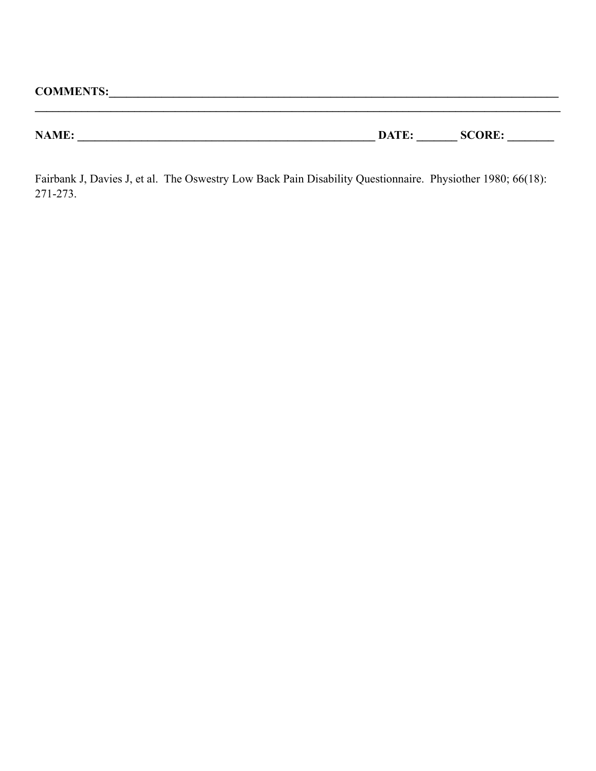**COMMENTS:**______________________________________________________________________________
_______________________________________________________________________________________

**NAME:** ____________________________________________________ **DATE:** _______ **SCORE:** ________

Fairbank J, Davies J, et al. The Oswestry Low Back Pain Disability Questionnaire. Physiother 1980; 66(18): 271-273.